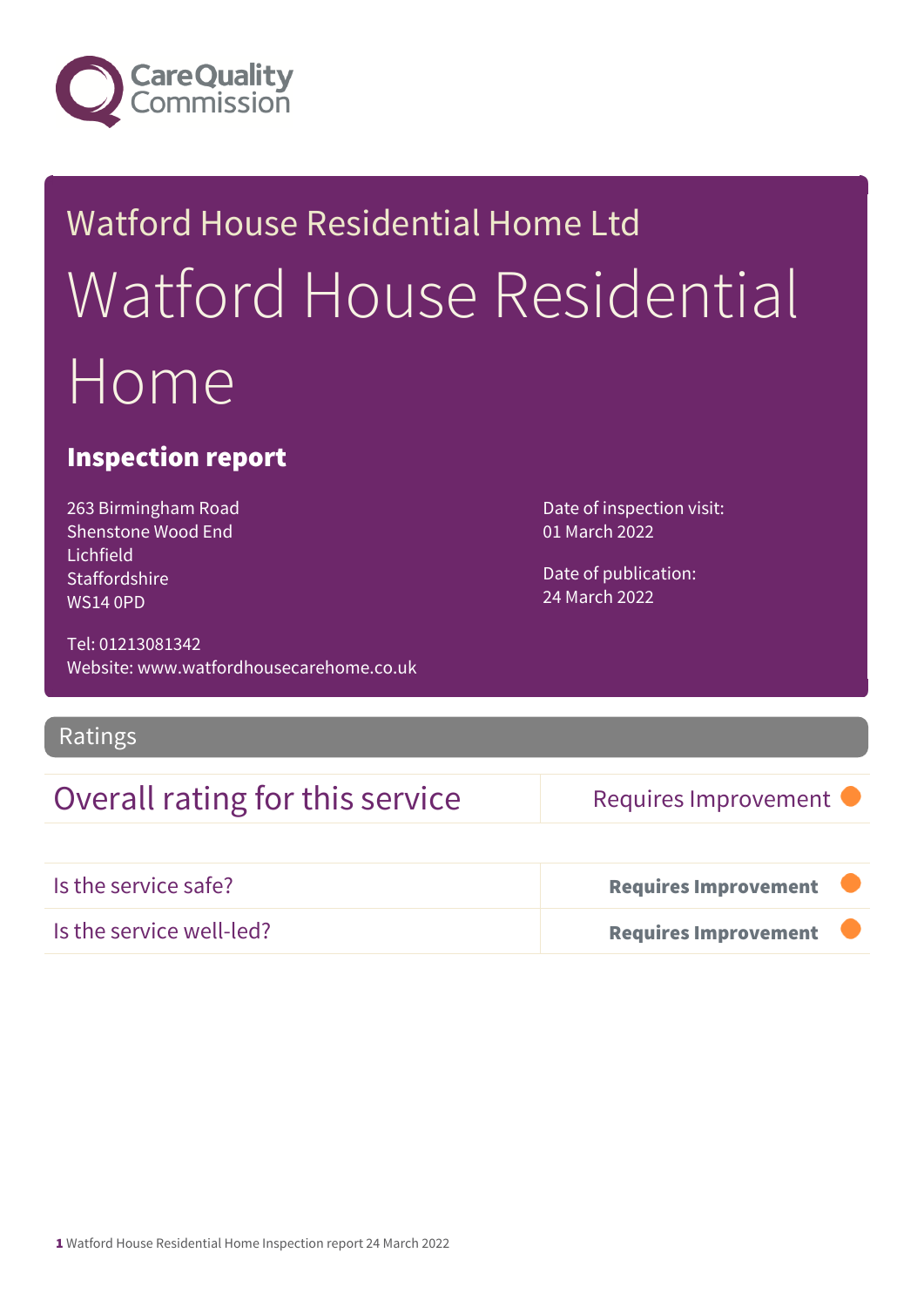Watford House Residential Home Ltd

# Watford House Residential Home

## Inspection report

263 Birmingham Road
Shenstone Wood End
Lichfield
Staffordshire
WS14 0PD

Tel: 01213081342
Website: www.watfordhousecarehome.co.uk

Date of inspection visit:
01 March 2022

Date of publication:
24 March 2022

## Ratings

| Overall rating for this service | Requires Improvement |
|---|---|

| | |
|---|---|
| Is the service safe? | **Requires Improvement** |
| Is the service well-led? | **Requires Improvement** |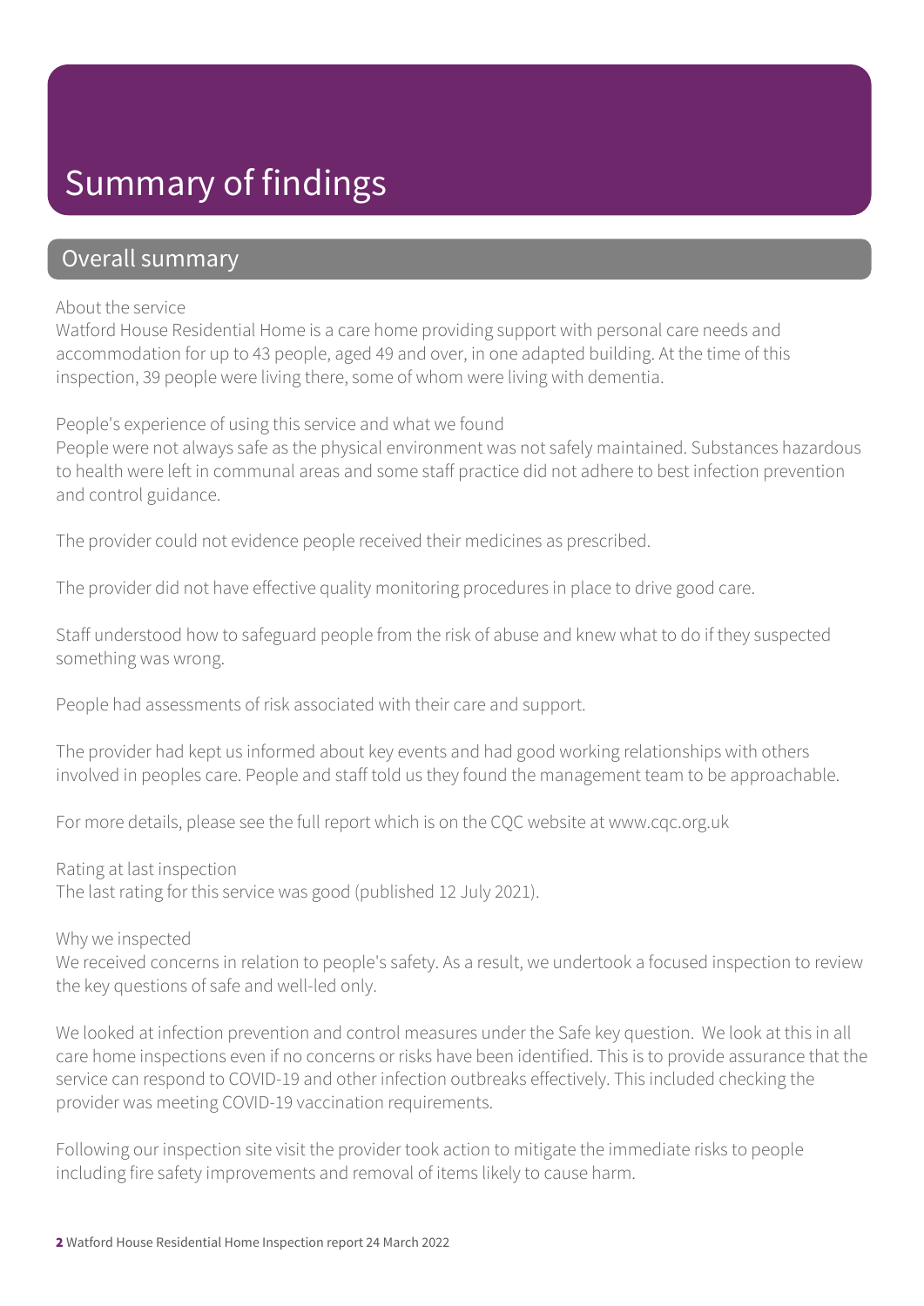# Summary of findings

## Overall summary

About the service
Watford House Residential Home is a care home providing support with personal care needs and accommodation for up to 43 people, aged 49 and over, in one adapted building. At the time of this inspection, 39 people were living there, some of whom were living with dementia.

People's experience of using this service and what we found
People were not always safe as the physical environment was not safely maintained. Substances hazardous to health were left in communal areas and some staff practice did not adhere to best infection prevention and control guidance.

The provider could not evidence people received their medicines as prescribed.

The provider did not have effective quality monitoring procedures in place to drive good care.

Staff understood how to safeguard people from the risk of abuse and knew what to do if they suspected something was wrong.

People had assessments of risk associated with their care and support.

The provider had kept us informed about key events and had good working relationships with others involved in peoples care. People and staff told us they found the management team to be approachable.

For more details, please see the full report which is on the CQC website at www.cqc.org.uk

Rating at last inspection
The last rating for this service was good (published 12 July 2021).

Why we inspected
We received concerns in relation to people's safety. As a result, we undertook a focused inspection to review the key questions of safe and well-led only.

We looked at infection prevention and control measures under the Safe key question. We look at this in all care home inspections even if no concerns or risks have been identified. This is to provide assurance that the service can respond to COVID-19 and other infection outbreaks effectively. This included checking the provider was meeting COVID-19 vaccination requirements.

Following our inspection site visit the provider took action to mitigate the immediate risks to people including fire safety improvements and removal of items likely to cause harm.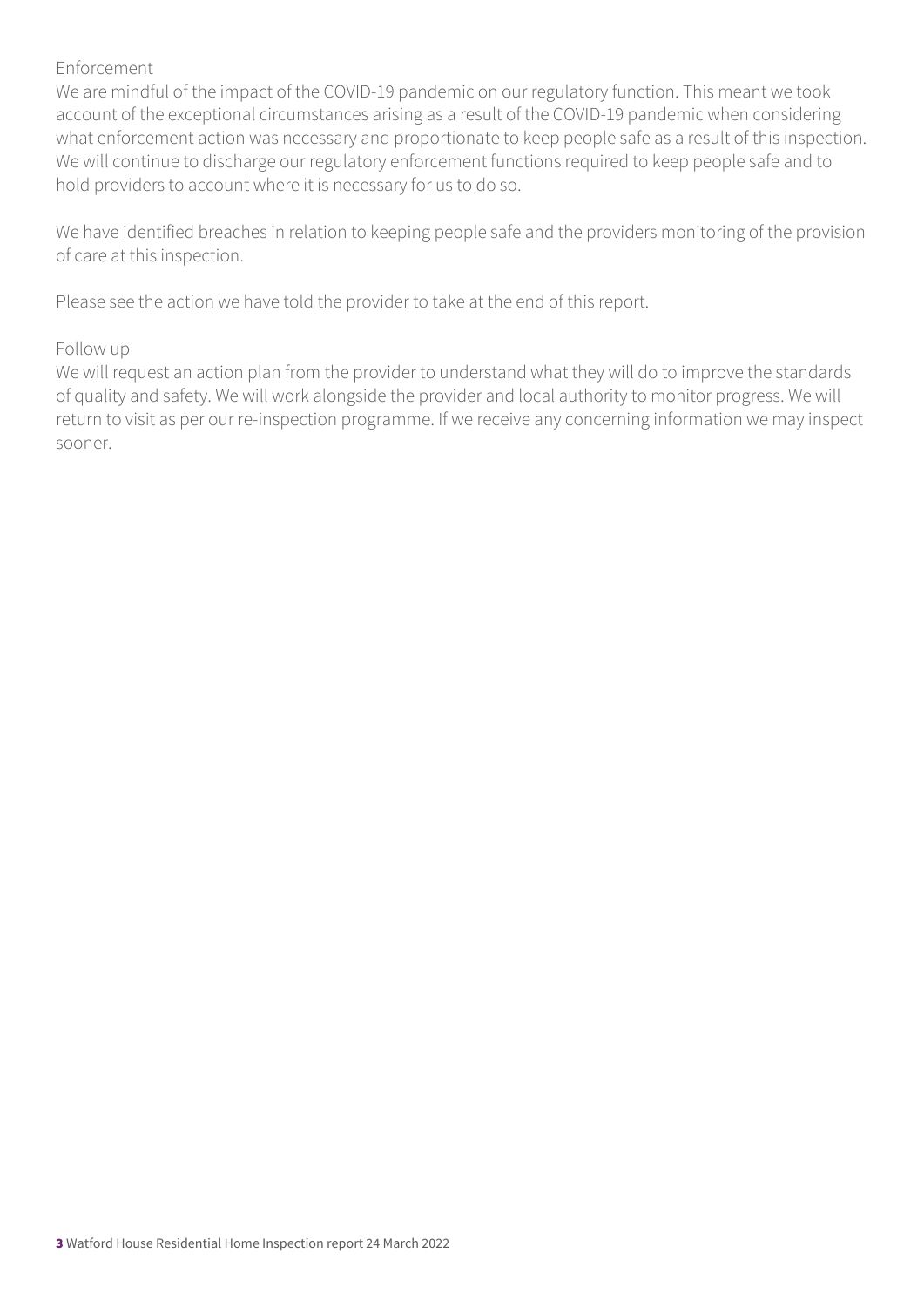Enforcement

We are mindful of the impact of the COVID-19 pandemic on our regulatory function. This meant we took account of the exceptional circumstances arising as a result of the COVID-19 pandemic when considering what enforcement action was necessary and proportionate to keep people safe as a result of this inspection. We will continue to discharge our regulatory enforcement functions required to keep people safe and to hold providers to account where it is necessary for us to do so.

We have identified breaches in relation to keeping people safe and the providers monitoring of the provision of care at this inspection.

Please see the action we have told the provider to take at the end of this report.

Follow up

We will request an action plan from the provider to understand what they will do to improve the standards of quality and safety. We will work alongside the provider and local authority to monitor progress. We will return to visit as per our re-inspection programme. If we receive any concerning information we may inspect sooner.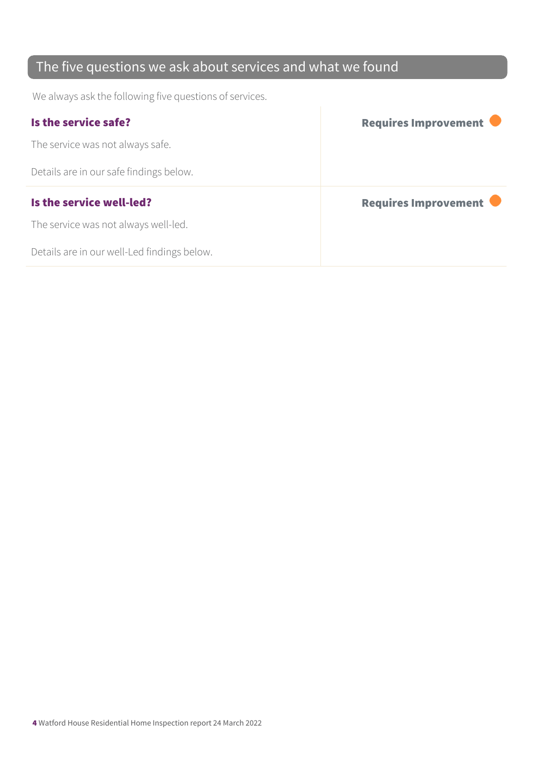## The five questions we ask about services and what we found

We always ask the following five questions of services.

### Is the service safe?

**Requires Improvement**

The service was not always safe.

Details are in our safe findings below.

### Is the service well-led?

**Requires Improvement**

The service was not always well-led.

Details are in our well-Led findings below.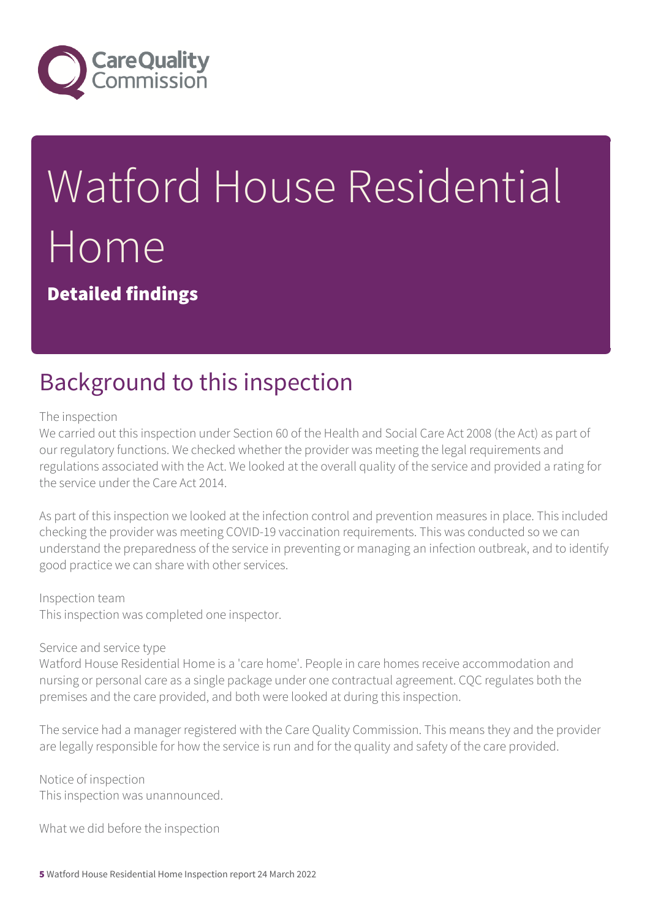# Watford House Residential Home

**Detailed findings**

## Background to this inspection

The inspection

We carried out this inspection under Section 60 of the Health and Social Care Act 2008 (the Act) as part of our regulatory functions. We checked whether the provider was meeting the legal requirements and regulations associated with the Act. We looked at the overall quality of the service and provided a rating for the service under the Care Act 2014.

As part of this inspection we looked at the infection control and prevention measures in place. This included checking the provider was meeting COVID-19 vaccination requirements. This was conducted so we can understand the preparedness of the service in preventing or managing an infection outbreak, and to identify good practice we can share with other services.

Inspection team

This inspection was completed one inspector.

Service and service type

Watford House Residential Home is a 'care home'. People in care homes receive accommodation and nursing or personal care as a single package under one contractual agreement. CQC regulates both the premises and the care provided, and both were looked at during this inspection.

The service had a manager registered with the Care Quality Commission. This means they and the provider are legally responsible for how the service is run and for the quality and safety of the care provided.

Notice of inspection

This inspection was unannounced.

What we did before the inspection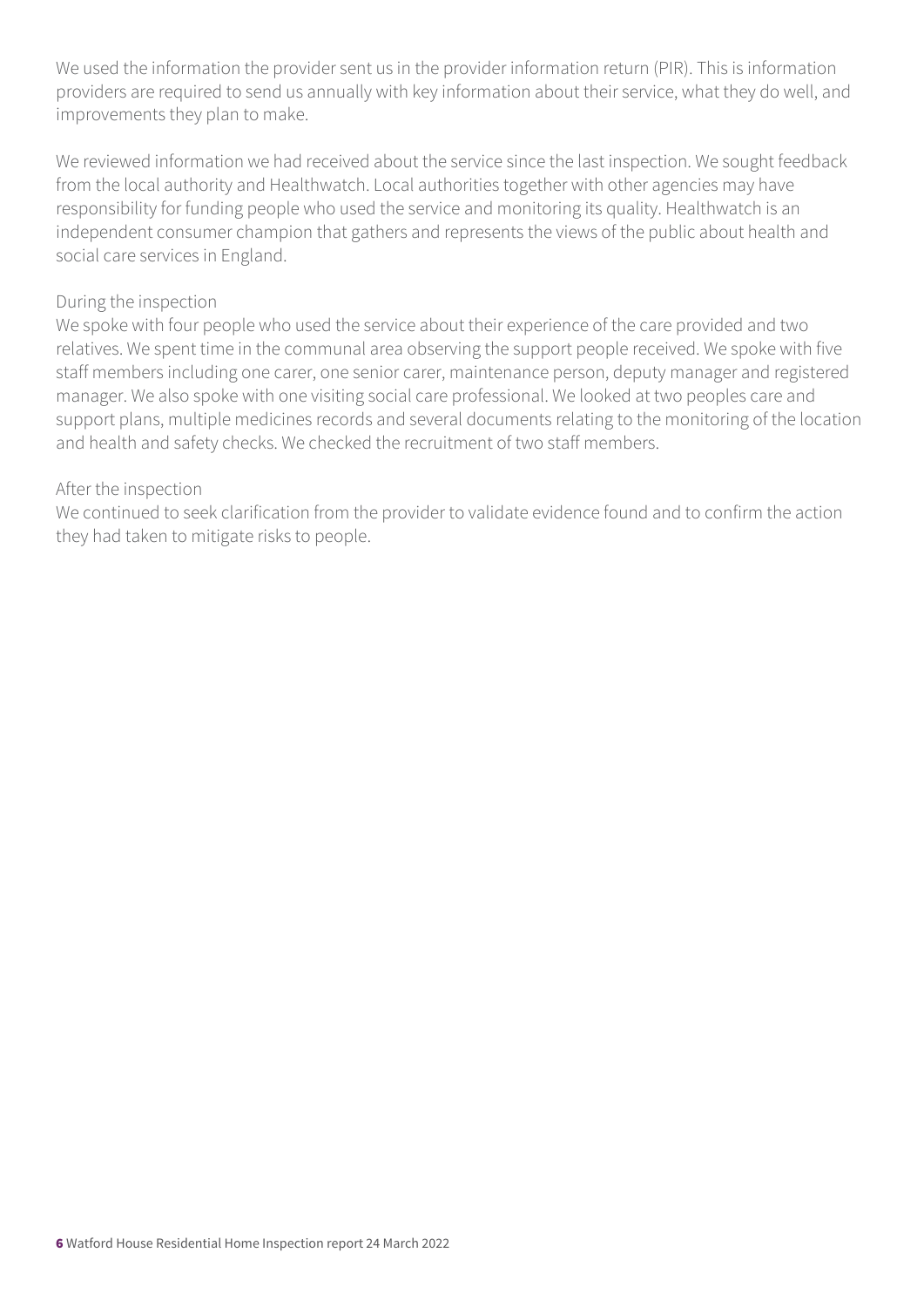We used the information the provider sent us in the provider information return (PIR). This is information providers are required to send us annually with key information about their service, what they do well, and improvements they plan to make.

We reviewed information we had received about the service since the last inspection. We sought feedback from the local authority and Healthwatch. Local authorities together with other agencies may have responsibility for funding people who used the service and monitoring its quality. Healthwatch is an independent consumer champion that gathers and represents the views of the public about health and social care services in England.

During the inspection

We spoke with four people who used the service about their experience of the care provided and two relatives. We spent time in the communal area observing the support people received. We spoke with five staff members including one carer, one senior carer, maintenance person, deputy manager and registered manager. We also spoke with one visiting social care professional. We looked at two peoples care and support plans, multiple medicines records and several documents relating to the monitoring of the location and health and safety checks. We checked the recruitment of two staff members.

After the inspection

We continued to seek clarification from the provider to validate evidence found and to confirm the action they had taken to mitigate risks to people.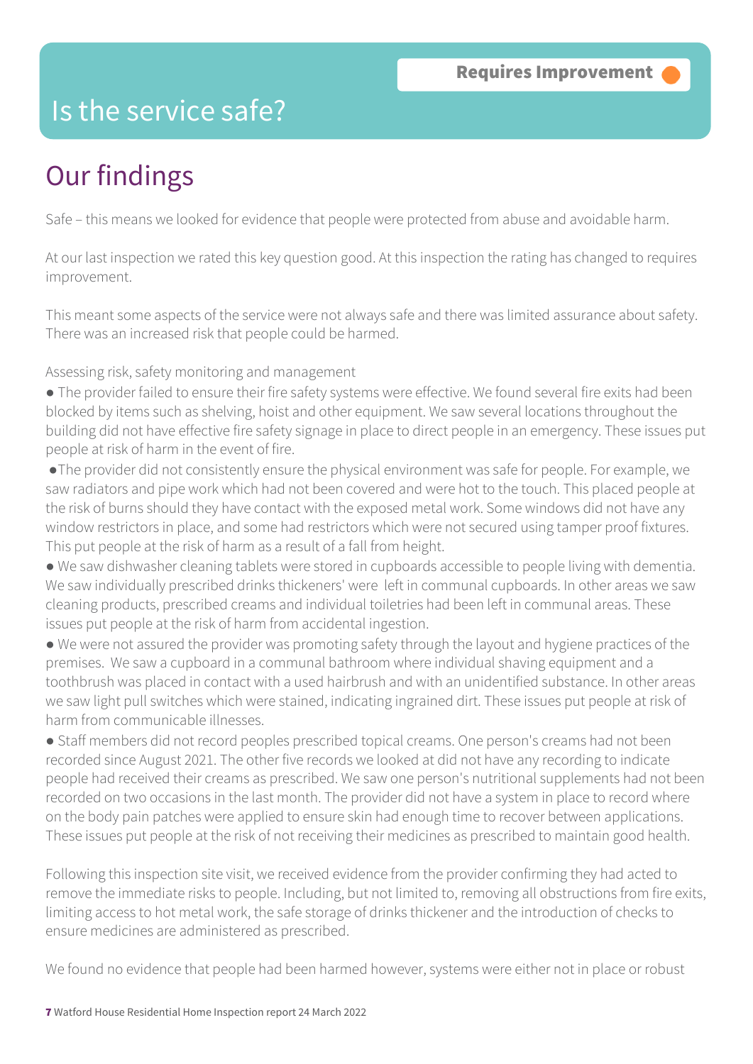Requires Improvement

# Is the service safe?

## Our findings

Safe – this means we looked for evidence that people were protected from abuse and avoidable harm.

At our last inspection we rated this key question good. At this inspection the rating has changed to requires improvement.

This meant some aspects of the service were not always safe and there was limited assurance about safety. There was an increased risk that people could be harmed.

Assessing risk, safety monitoring and management

- The provider failed to ensure their fire safety systems were effective. We found several fire exits had been blocked by items such as shelving, hoist and other equipment. We saw several locations throughout the building did not have effective fire safety signage in place to direct people in an emergency. These issues put people at risk of harm in the event of fire.
- The provider did not consistently ensure the physical environment was safe for people. For example, we saw radiators and pipe work which had not been covered and were hot to the touch. This placed people at the risk of burns should they have contact with the exposed metal work. Some windows did not have any window restrictors in place, and some had restrictors which were not secured using tamper proof fixtures. This put people at the risk of harm as a result of a fall from height.
- We saw dishwasher cleaning tablets were stored in cupboards accessible to people living with dementia. We saw individually prescribed drinks thickeners' were left in communal cupboards. In other areas we saw cleaning products, prescribed creams and individual toiletries had been left in communal areas. These issues put people at the risk of harm from accidental ingestion.
- We were not assured the provider was promoting safety through the layout and hygiene practices of the premises. We saw a cupboard in a communal bathroom where individual shaving equipment and a toothbrush was placed in contact with a used hairbrush and with an unidentified substance. In other areas we saw light pull switches which were stained, indicating ingrained dirt. These issues put people at risk of harm from communicable illnesses.
- Staff members did not record peoples prescribed topical creams. One person's creams had not been recorded since August 2021. The other five records we looked at did not have any recording to indicate people had received their creams as prescribed. We saw one person's nutritional supplements had not been recorded on two occasions in the last month. The provider did not have a system in place to record where on the body pain patches were applied to ensure skin had enough time to recover between applications. These issues put people at the risk of not receiving their medicines as prescribed to maintain good health.

Following this inspection site visit, we received evidence from the provider confirming they had acted to remove the immediate risks to people. Including, but not limited to, removing all obstructions from fire exits, limiting access to hot metal work, the safe storage of drinks thickener and the introduction of checks to ensure medicines are administered as prescribed.

We found no evidence that people had been harmed however, systems were either not in place or robust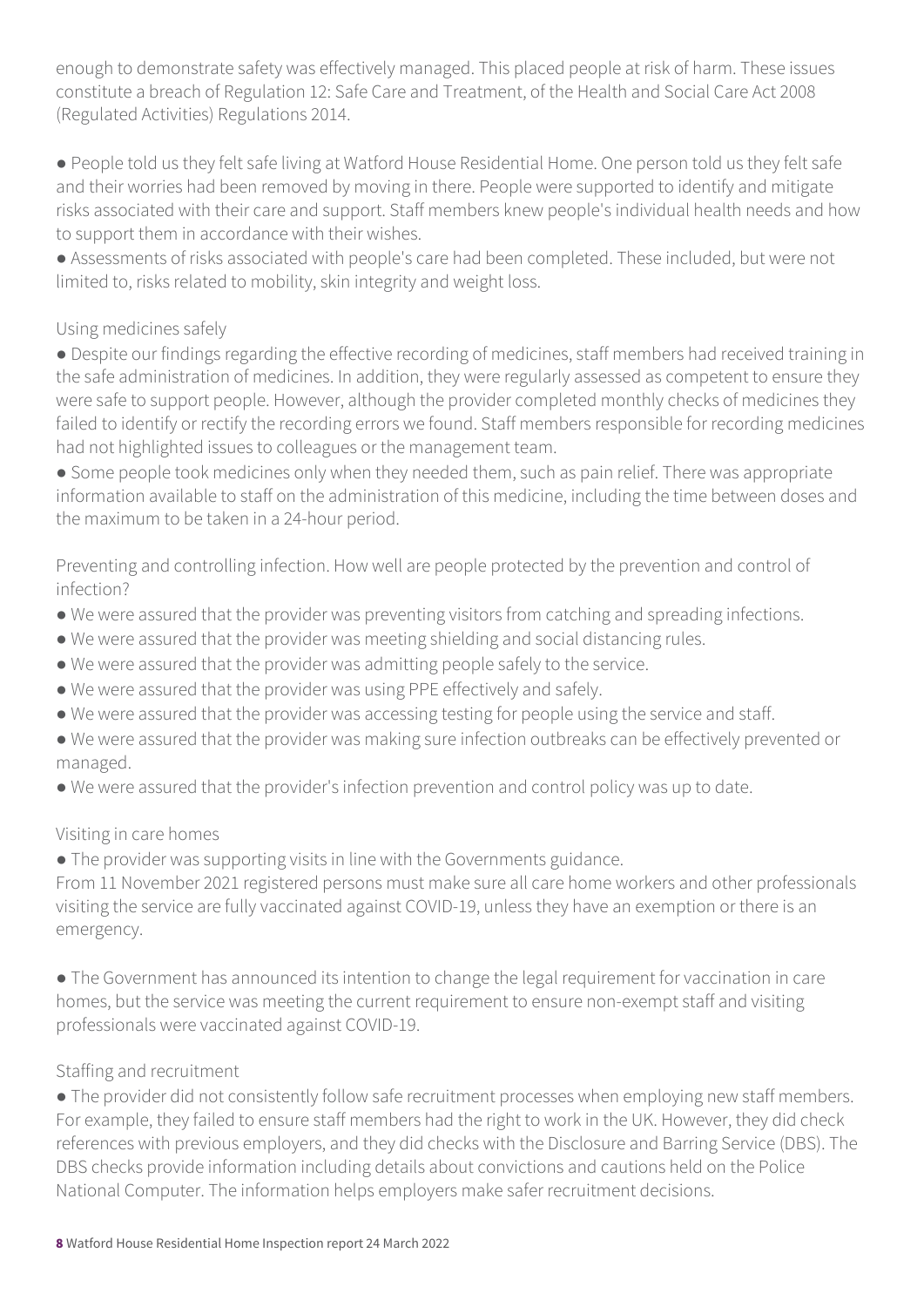enough to demonstrate safety was effectively managed. This placed people at risk of harm. These issues constitute a breach of Regulation 12: Safe Care and Treatment, of the Health and Social Care Act 2008 (Regulated Activities) Regulations 2014.

- People told us they felt safe living at Watford House Residential Home. One person told us they felt safe and their worries had been removed by moving in there. People were supported to identify and mitigate risks associated with their care and support. Staff members knew people's individual health needs and how to support them in accordance with their wishes.
- Assessments of risks associated with people's care had been completed. These included, but were not limited to, risks related to mobility, skin integrity and weight loss.

Using medicines safely

- Despite our findings regarding the effective recording of medicines, staff members had received training in the safe administration of medicines. In addition, they were regularly assessed as competent to ensure they were safe to support people. However, although the provider completed monthly checks of medicines they failed to identify or rectify the recording errors we found. Staff members responsible for recording medicines had not highlighted issues to colleagues or the management team.
- Some people took medicines only when they needed them, such as pain relief. There was appropriate information available to staff on the administration of this medicine, including the time between doses and the maximum to be taken in a 24-hour period.

Preventing and controlling infection. How well are people protected by the prevention and control of infection?

- We were assured that the provider was preventing visitors from catching and spreading infections.
- We were assured that the provider was meeting shielding and social distancing rules.
- We were assured that the provider was admitting people safely to the service.
- We were assured that the provider was using PPE effectively and safely.
- We were assured that the provider was accessing testing for people using the service and staff.
- We were assured that the provider was making sure infection outbreaks can be effectively prevented or managed.
- We were assured that the provider's infection prevention and control policy was up to date.

Visiting in care homes

- The provider was supporting visits in line with the Governments guidance.

From 11 November 2021 registered persons must make sure all care home workers and other professionals visiting the service are fully vaccinated against COVID-19, unless they have an exemption or there is an emergency.

- The Government has announced its intention to change the legal requirement for vaccination in care homes, but the service was meeting the current requirement to ensure non-exempt staff and visiting professionals were vaccinated against COVID-19.

Staffing and recruitment

- The provider did not consistently follow safe recruitment processes when employing new staff members. For example, they failed to ensure staff members had the right to work in the UK. However, they did check references with previous employers, and they did checks with the Disclosure and Barring Service (DBS). The DBS checks provide information including details about convictions and cautions held on the Police National Computer. The information helps employers make safer recruitment decisions.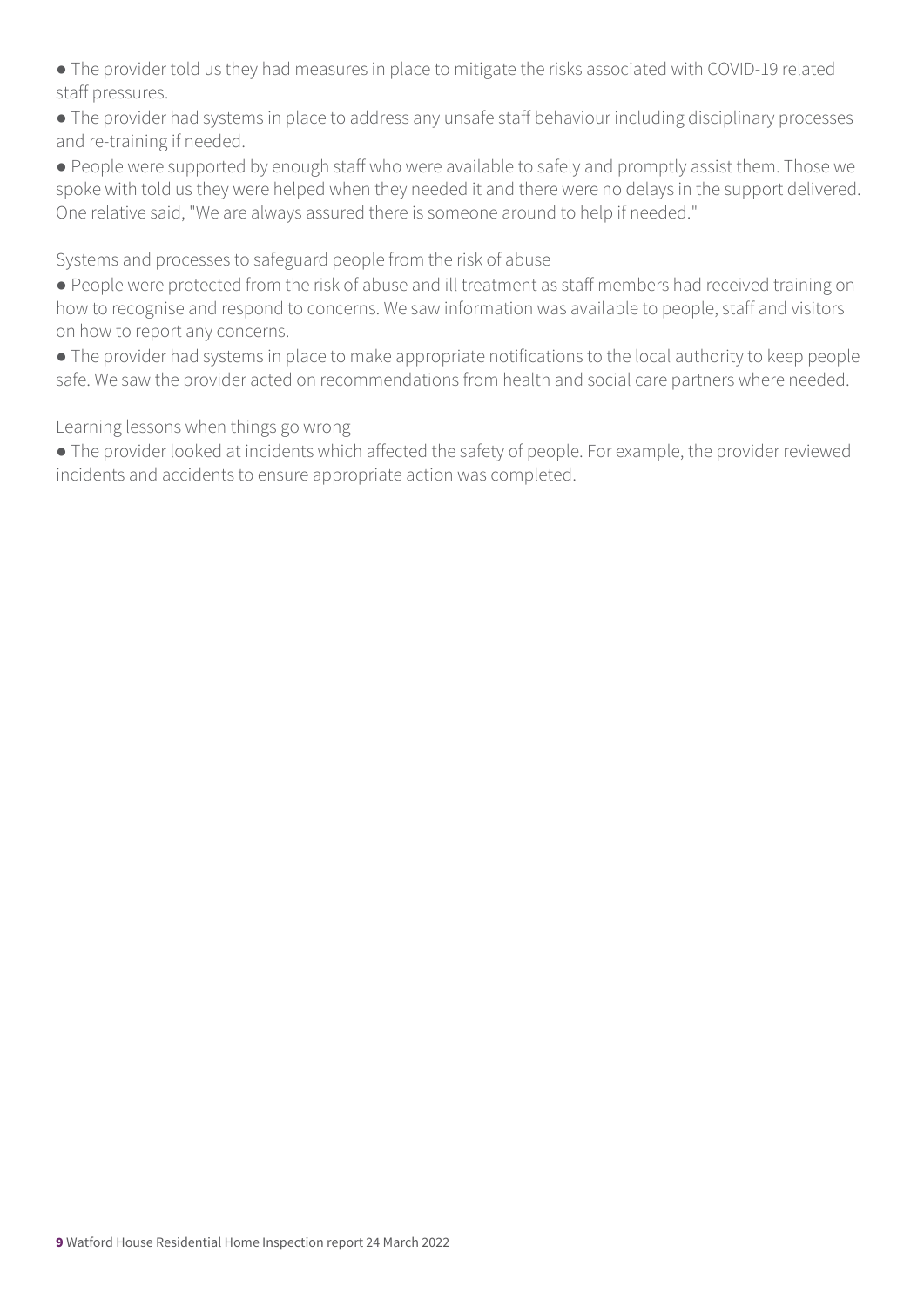- The provider told us they had measures in place to mitigate the risks associated with COVID-19 related staff pressures.
- The provider had systems in place to address any unsafe staff behaviour including disciplinary processes and re-training if needed.
- People were supported by enough staff who were available to safely and promptly assist them. Those we spoke with told us they were helped when they needed it and there were no delays in the support delivered. One relative said, "We are always assured there is someone around to help if needed."

Systems and processes to safeguard people from the risk of abuse

- People were protected from the risk of abuse and ill treatment as staff members had received training on how to recognise and respond to concerns. We saw information was available to people, staff and visitors on how to report any concerns.
- The provider had systems in place to make appropriate notifications to the local authority to keep people safe. We saw the provider acted on recommendations from health and social care partners where needed.

Learning lessons when things go wrong

- The provider looked at incidents which affected the safety of people. For example, the provider reviewed incidents and accidents to ensure appropriate action was completed.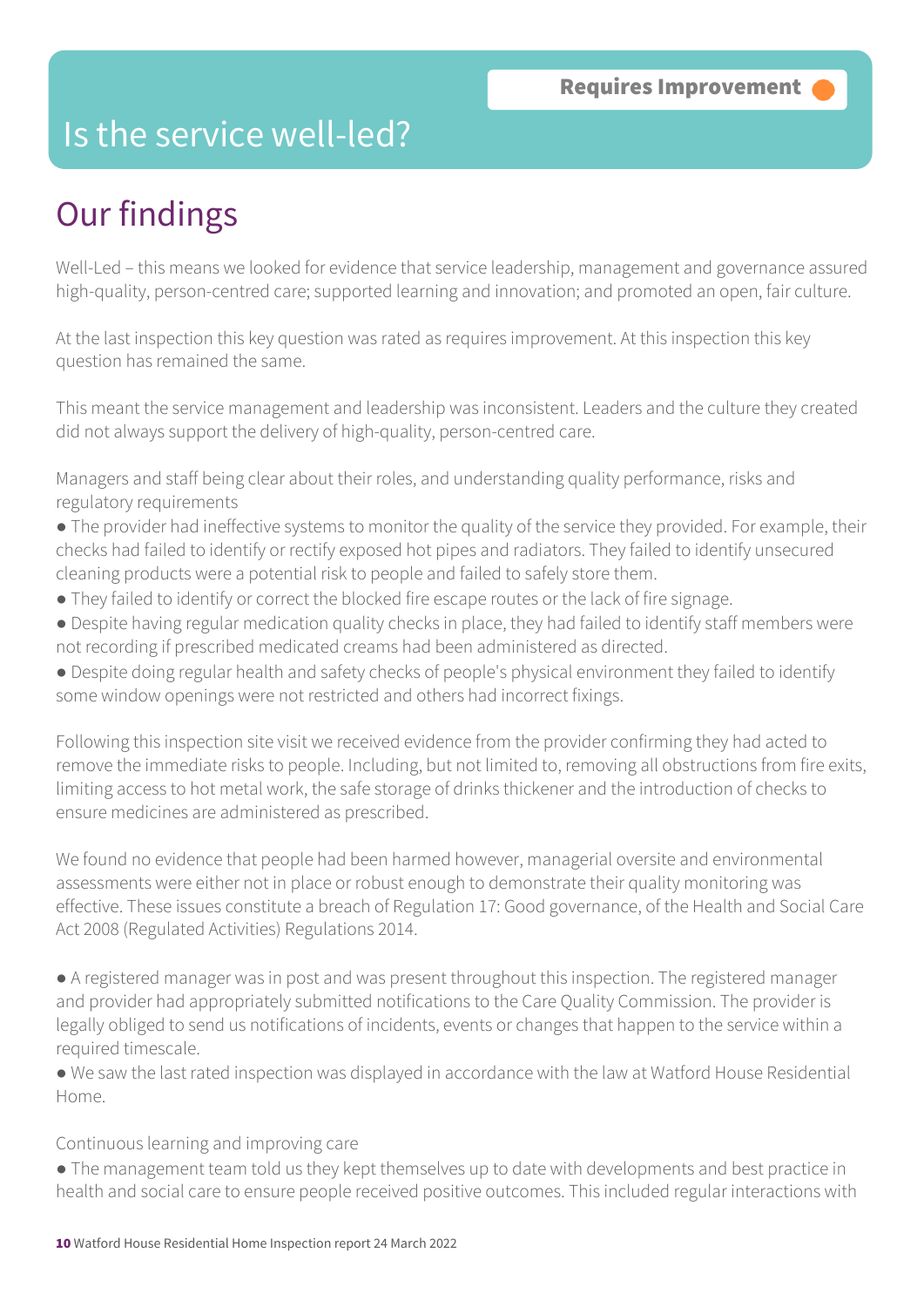Requires Improvement

# Is the service well-led?

## Our findings

Well-Led – this means we looked for evidence that service leadership, management and governance assured high-quality, person-centred care; supported learning and innovation; and promoted an open, fair culture.

At the last inspection this key question was rated as requires improvement. At this inspection this key question has remained the same.

This meant the service management and leadership was inconsistent. Leaders and the culture they created did not always support the delivery of high-quality, person-centred care.

Managers and staff being clear about their roles, and understanding quality performance, risks and regulatory requirements

- The provider had ineffective systems to monitor the quality of the service they provided. For example, their checks had failed to identify or rectify exposed hot pipes and radiators. They failed to identify unsecured cleaning products were a potential risk to people and failed to safely store them.
- They failed to identify or correct the blocked fire escape routes or the lack of fire signage.
- Despite having regular medication quality checks in place, they had failed to identify staff members were not recording if prescribed medicated creams had been administered as directed.
- Despite doing regular health and safety checks of people's physical environment they failed to identify some window openings were not restricted and others had incorrect fixings.

Following this inspection site visit we received evidence from the provider confirming they had acted to remove the immediate risks to people. Including, but not limited to, removing all obstructions from fire exits, limiting access to hot metal work, the safe storage of drinks thickener and the introduction of checks to ensure medicines are administered as prescribed.

We found no evidence that people had been harmed however, managerial oversite and environmental assessments were either not in place or robust enough to demonstrate their quality monitoring was effective. These issues constitute a breach of Regulation 17: Good governance, of the Health and Social Care Act 2008 (Regulated Activities) Regulations 2014.

- A registered manager was in post and was present throughout this inspection. The registered manager and provider had appropriately submitted notifications to the Care Quality Commission. The provider is legally obliged to send us notifications of incidents, events or changes that happen to the service within a required timescale.
- We saw the last rated inspection was displayed in accordance with the law at Watford House Residential Home.

Continuous learning and improving care

- The management team told us they kept themselves up to date with developments and best practice in health and social care to ensure people received positive outcomes. This included regular interactions with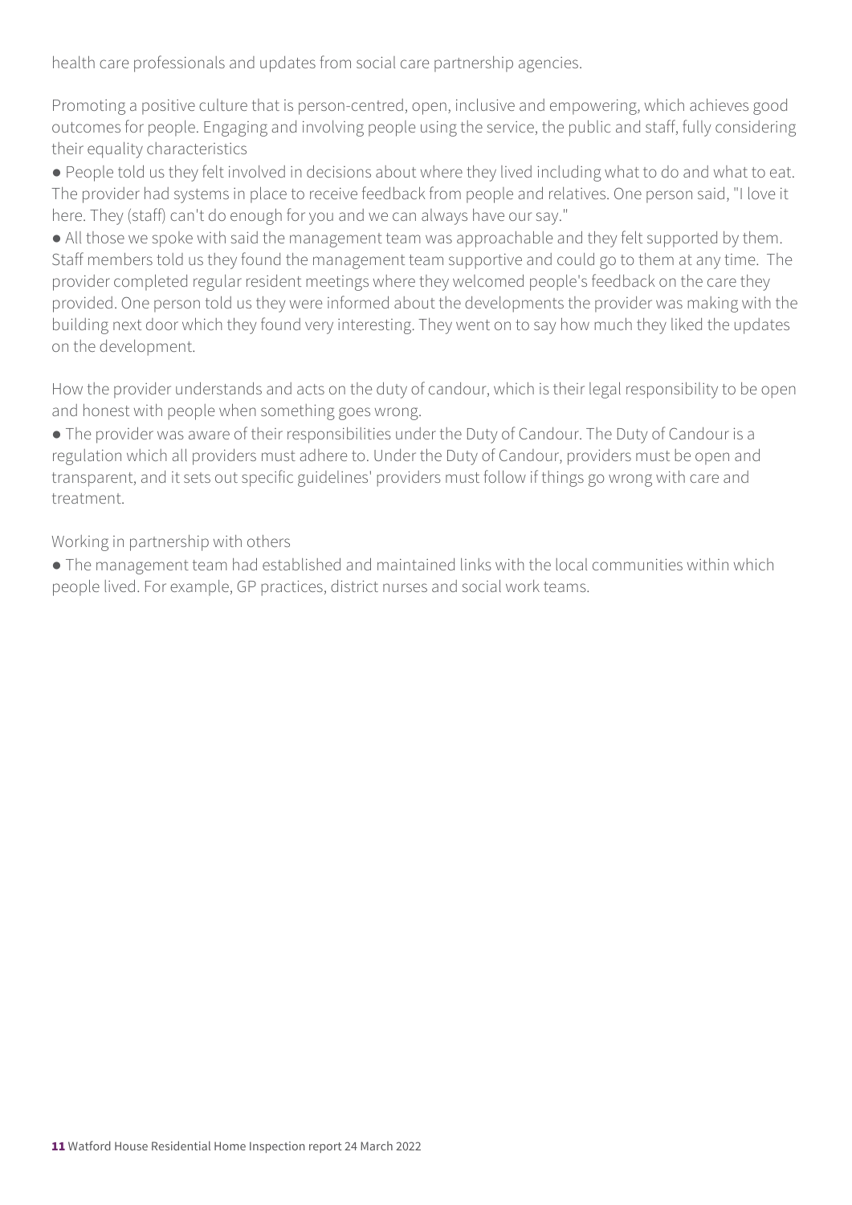health care professionals and updates from social care partnership agencies.

Promoting a positive culture that is person-centred, open, inclusive and empowering, which achieves good outcomes for people. Engaging and involving people using the service, the public and staff, fully considering their equality characteristics

- People told us they felt involved in decisions about where they lived including what to do and what to eat. The provider had systems in place to receive feedback from people and relatives. One person said, "I love it here. They (staff) can't do enough for you and we can always have our say."
- All those we spoke with said the management team was approachable and they felt supported by them. Staff members told us they found the management team supportive and could go to them at any time. The provider completed regular resident meetings where they welcomed people's feedback on the care they provided. One person told us they were informed about the developments the provider was making with the building next door which they found very interesting. They went on to say how much they liked the updates on the development.

How the provider understands and acts on the duty of candour, which is their legal responsibility to be open and honest with people when something goes wrong.

- The provider was aware of their responsibilities under the Duty of Candour. The Duty of Candour is a regulation which all providers must adhere to. Under the Duty of Candour, providers must be open and transparent, and it sets out specific guidelines' providers must follow if things go wrong with care and treatment.

Working in partnership with others

- The management team had established and maintained links with the local communities within which people lived. For example, GP practices, district nurses and social work teams.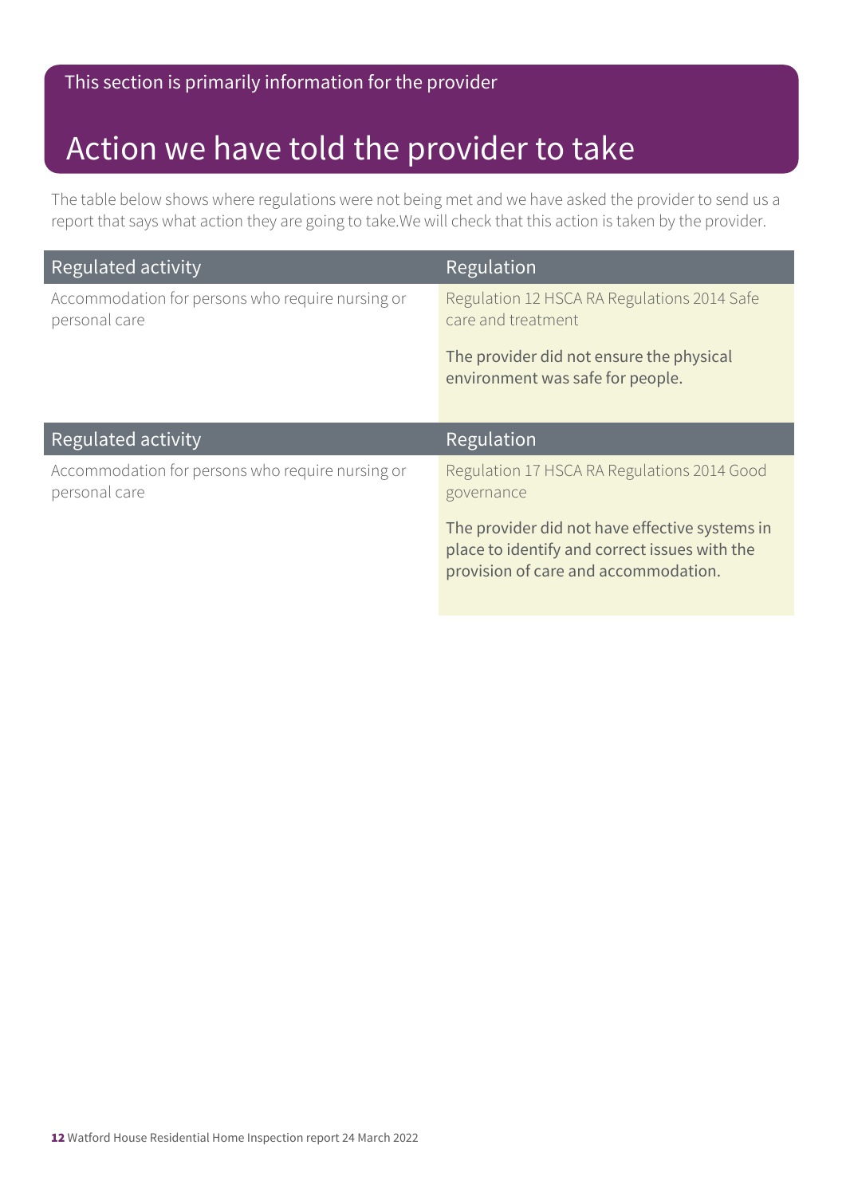This section is primarily information for the provider

# Action we have told the provider to take

The table below shows where regulations were not being met and we have asked the provider to send us a report that says what action they are going to take.We will check that this action is taken by the provider.

| Regulated activity | Regulation |
| --- | --- |
| Accommodation for persons who require nursing or personal care | Regulation 12 HSCA RA Regulations 2014 Safe care and treatment<br><br>The provider did not ensure the physical environment was safe for people. |

| Regulated activity | Regulation |
| --- | --- |
| Accommodation for persons who require nursing or personal care | Regulation 17 HSCA RA Regulations 2014 Good governance<br><br>The provider did not have effective systems in place to identify and correct issues with the provision of care and accommodation. |